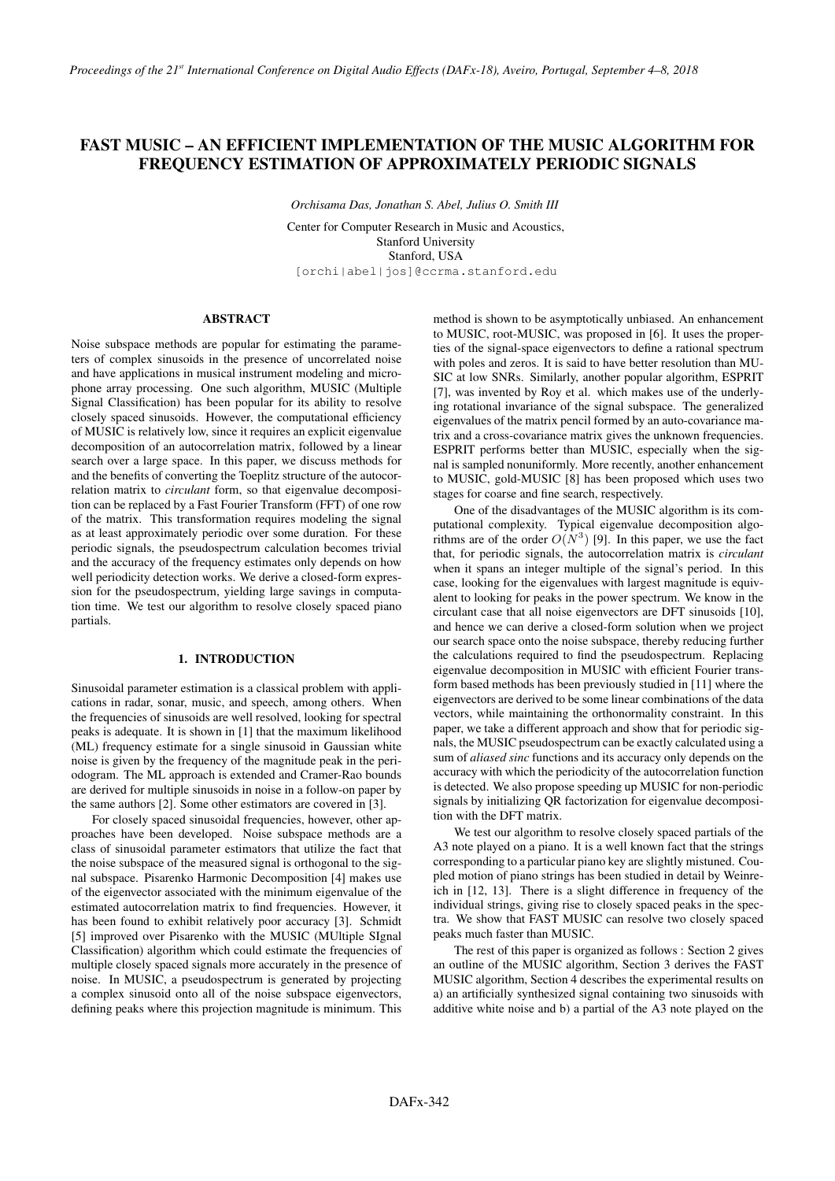# FAST MUSIC – AN EFFICIENT IMPLEMENTATION OF THE MUSIC ALGORITHM FOR FREQUENCY ESTIMATION OF APPROXIMATELY PERIODIC SIGNALS

*Orchisama Das, Jonathan S. Abel, Julius O. Smith III*

Center for Computer Research in Music and Acoustics,
Stanford University
Stanford, USA
[orchi|abel|jos]@ccrma.stanford.edu

## ABSTRACT

Noise subspace methods are popular for estimating the parameters of complex sinusoids in the presence of uncorrelated noise and have applications in musical instrument modeling and microphone array processing. One such algorithm, MUSIC (Multiple Signal Classification) has been popular for its ability to resolve closely spaced sinusoids. However, the computational efficiency of MUSIC is relatively low, since it requires an explicit eigenvalue decomposition of an autocorrelation matrix, followed by a linear search over a large space. In this paper, we discuss methods for and the benefits of converting the Toeplitz structure of the autocorrelation matrix to *circulant* form, so that eigenvalue decomposition can be replaced by a Fast Fourier Transform (FFT) of one row of the matrix. This transformation requires modeling the signal as at least approximately periodic over some duration. For these periodic signals, the pseudospectrum calculation becomes trivial and the accuracy of the frequency estimates only depends on how well periodicity detection works. We derive a closed-form expression for the pseudospectrum, yielding large savings in computation time. We test our algorithm to resolve closely spaced piano partials.

## 1. INTRODUCTION

Sinusoidal parameter estimation is a classical problem with applications in radar, sonar, music, and speech, among others. When the frequencies of sinusoids are well resolved, looking for spectral peaks is adequate. It is shown in [1] that the maximum likelihood (ML) frequency estimate for a single sinusoid in Gaussian white noise is given by the frequency of the magnitude peak in the periodogram. The ML approach is extended and Cramer-Rao bounds are derived for multiple sinusoids in noise in a follow-on paper by the same authors [2]. Some other estimators are covered in [3].

For closely spaced sinusoidal frequencies, however, other approaches have been developed. Noise subspace methods are a class of sinusoidal parameter estimators that utilize the fact that the noise subspace of the measured signal is orthogonal to the signal subspace. Pisarenko Harmonic Decomposition [4] makes use of the eigenvector associated with the minimum eigenvalue of the estimated autocorrelation matrix to find frequencies. However, it has been found to exhibit relatively poor accuracy [3]. Schmidt [5] improved over Pisarenko with the MUSIC (MUltiple SIgnal Classification) algorithm which could estimate the frequencies of multiple closely spaced signals more accurately in the presence of noise. In MUSIC, a pseudospectrum is generated by projecting a complex sinusoid onto all of the noise subspace eigenvectors, defining peaks where this projection magnitude is minimum. This method is shown to be asymptotically unbiased. An enhancement to MUSIC, root-MUSIC, was proposed in [6]. It uses the properties of the signal-space eigenvectors to define a rational spectrum with poles and zeros. It is said to have better resolution than MUSIC at low SNRs. Similarly, another popular algorithm, ESPRIT [7], was invented by Roy et al. which makes use of the underlying rotational invariance of the signal subspace. The generalized eigenvalues of the matrix pencil formed by an auto-covariance matrix and a cross-covariance matrix gives the unknown frequencies. ESPRIT performs better than MUSIC, especially when the signal is sampled nonuniformly. More recently, another enhancement to MUSIC, gold-MUSIC [8] has been proposed which uses two stages for coarse and fine search, respectively.

One of the disadvantages of the MUSIC algorithm is its computational complexity. Typical eigenvalue decomposition algorithms are of the order $O(N^3)$ [9]. In this paper, we use the fact that, for periodic signals, the autocorrelation matrix is *circulant* when it spans an integer multiple of the signal's period. In this case, looking for the eigenvalues with largest magnitude is equivalent to looking for peaks in the power spectrum. We know in the circulant case that all noise eigenvectors are DFT sinusoids [10], and hence we can derive a closed-form solution when we project our search space onto the noise subspace, thereby reducing further the calculations required to find the pseudospectrum. Replacing eigenvalue decomposition in MUSIC with efficient Fourier transform based methods has been previously studied in [11] where the eigenvectors are derived to be some linear combinations of the data vectors, while maintaining the orthonormality constraint. In this paper, we take a different approach and show that for periodic signals, the MUSIC pseudospectrum can be exactly calculated using a sum of *aliased sinc* functions and its accuracy only depends on the accuracy with which the periodicity of the autocorrelation function is detected. We also propose speeding up MUSIC for non-periodic signals by initializing QR factorization for eigenvalue decomposition with the DFT matrix.

We test our algorithm to resolve closely spaced partials of the A3 note played on a piano. It is a well known fact that the strings corresponding to a particular piano key are slightly mistuned. Coupled motion of piano strings has been studied in detail by Weinreich in [12, 13]. There is a slight difference in frequency of the individual strings, giving rise to closely spaced peaks in the spectra. We show that FAST MUSIC can resolve two closely spaced peaks much faster than MUSIC.

The rest of this paper is organized as follows : Section 2 gives an outline of the MUSIC algorithm, Section 3 derives the FAST MUSIC algorithm, Section 4 describes the experimental results on a) an artificially synthesized signal containing two sinusoids with additive white noise and b) a partial of the A3 note played on the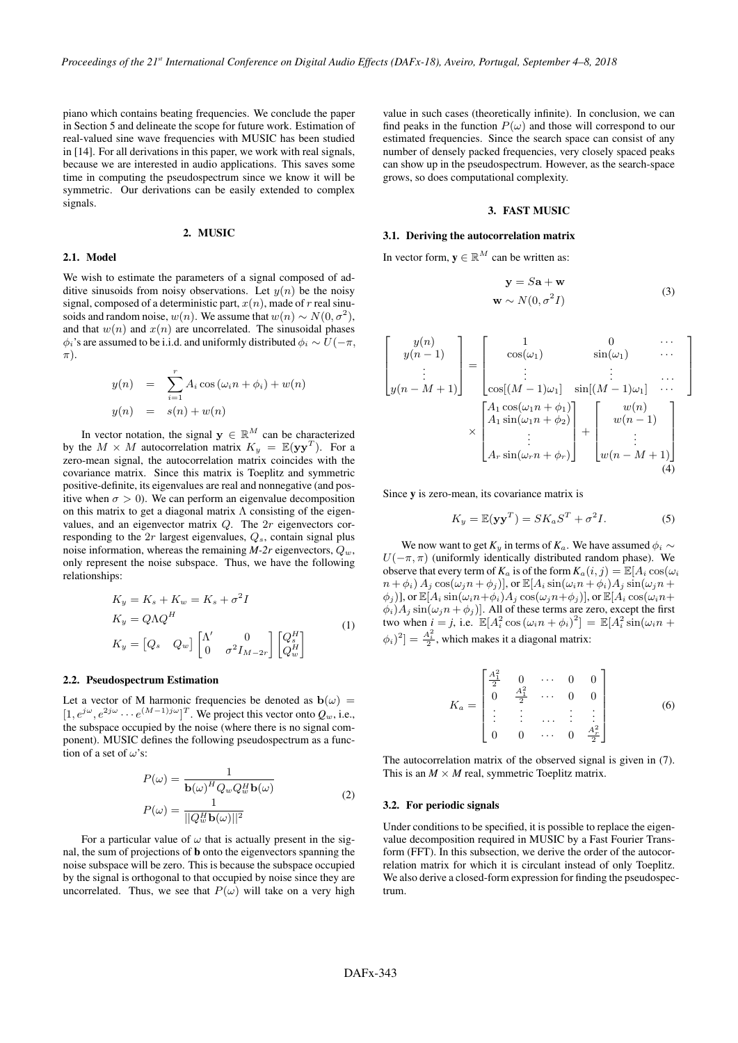piano which contains beating frequencies. We conclude the paper in Section 5 and delineate the scope for future work. Estimation of real-valued sine wave frequencies with MUSIC has been studied in [14]. For all derivations in this paper, we work with real signals, because we are interested in audio applications. This saves some time in computing the pseudospectrum since we know it will be symmetric. Our derivations can be easily extended to complex signals.

## 2. MUSIC

### 2.1. Model

We wish to estimate the parameters of a signal composed of additive sinusoids from noisy observations. Let $y(n)$ be the noisy signal, composed of a deterministic part, $x(n)$, made of $r$ real sinusoids and random noise, $w(n)$. We assume that $w(n) \sim N(0, \sigma^2)$, and that $w(n)$ and $x(n)$ are uncorrelated. The sinusoidal phases $\phi_i$'s are assumed to be i.i.d. and uniformly distributed $\phi_i \sim U(-\pi, \pi)$.

$$
\begin{aligned}
y(n) &= \sum_{i=1}^{r} A_i \cos(\omega_i n + \phi_i) + w(n) \\
y(n) &= s(n) + w(n)
\end{aligned}
$$

In vector notation, the signal $\mathbf{y} \in \mathbb{R}^M$ can be characterized by the $M \times M$ autocorrelation matrix $K_y = \mathbb{E}(\mathbf{y}\mathbf{y}^T)$. For a zero-mean signal, the autocorrelation matrix coincides with the covariance matrix. Since this matrix is Toeplitz and symmetric positive-definite, its eigenvalues are real and nonnegative (and positive when $\sigma > 0$). We can perform an eigenvalue decomposition on this matrix to get a diagonal matrix $\Lambda$ consisting of the eigenvalues, and an eigenvector matrix $Q$. The $2r$ eigenvectors corresponding to the $2r$ largest eigenvalues, $Q_s$, contain signal plus noise information, whereas the remaining *M-2r* eigenvectors, $Q_w$, only represent the noise subspace. Thus, we have the following relationships:

$$
\begin{aligned}
K_y &= K_s + K_w = K_s + \sigma^2 I \\
K_y &= Q \Lambda Q^H \\
K_y &= \begin{bmatrix} Q_s & Q_w \end{bmatrix} \begin{bmatrix} \Lambda' & 0 \\ 0 & \sigma^2 I_{M-2r} \end{bmatrix} \begin{bmatrix} Q_s^H \\ Q_w^H \end{bmatrix}
\end{aligned} \tag{1}
$$

### 2.2. Pseudospectrum Estimation

Let a vector of M harmonic frequencies be denoted as $\mathbf{b}(\omega) = [1, e^{j\omega}, e^{2j\omega} \cdots e^{(M-1)j\omega}]^T$. We project this vector onto $Q_w$, i.e., the subspace occupied by the noise (where there is no signal component). MUSIC defines the following pseudospectrum as a function of a set of $\omega$'s:

$$
\begin{aligned}
P(\omega) &= \frac{1}{\mathbf{b}(\omega)^H Q_w Q_w^H \mathbf{b}(\omega)} \\
P(\omega) &= \frac{1}{||Q_w^H \mathbf{b}(\omega)||^2}
\end{aligned} \tag{2}
$$

For a particular value of $\omega$ that is actually present in the signal, the sum of projections of $\mathbf{b}$ onto the eigenvectors spanning the noise subspace will be zero. This is because the subspace occupied by the signal is orthogonal to that occupied by noise since they are uncorrelated. Thus, we see that $P(\omega)$ will take on a very high value in such cases (theoretically infinite). In conclusion, we can find peaks in the function $P(\omega)$ and those will correspond to our estimated frequencies. Since the search space can consist of any number of densely packed frequencies, very closely spaced peaks can show up in the pseudospectrum. However, as the search-space grows, so does computational complexity.

## 3. FAST MUSIC

### 3.1. Deriving the autocorrelation matrix

In vector form, $\mathbf{y} \in \mathbb{R}^M$ can be written as:

$$
\begin{aligned}
\mathbf{y} &= S\mathbf{a} + \mathbf{w} \\
\mathbf{w} &\sim N(0, \sigma^2 I)
\end{aligned} \tag{3}
$$

$$
\begin{bmatrix} y(n) \\ y(n-1) \\ \vdots \\ y(n-M+1) \end{bmatrix} = \begin{bmatrix} 1 & 0 & \cdots \\ \cos(\omega_1) & \sin(\omega_1) & \cdots \\ \vdots & \vdots & \cdots \\ \cos[(M-1)\omega_1] & \sin[(M-1)\omega_1] & \cdots \end{bmatrix} \times \begin{bmatrix} A_1 \cos(\omega_1 n + \phi_1) \\ A_1 \sin(\omega_1 n + \phi_2) \\ \vdots \\ A_r \sin(\omega_r n + \phi_r) \end{bmatrix} + \begin{bmatrix} w(n) \\ w(n-1) \\ \vdots \\ w(n-M+1) \end{bmatrix} \tag{4}
$$

Since $\mathbf{y}$ is zero-mean, its covariance matrix is

$$
K_y = \mathbb{E}(\mathbf{y}\mathbf{y}^T) = S K_a S^T + \sigma^2 I. \tag{5}
$$

We now want to get $K_y$ in terms of $K_a$. We have assumed $\phi_i \sim U(-\pi, \pi)$ (uniformly identically distributed random phase). We observe that every term of $K_a$ is of the form $K_a(i,j) = \mathbb{E}[A_i \cos(\omega_i n + \phi_i)\, A_j \cos(\omega_j n + \phi_j)]$, or $\mathbb{E}[A_i \sin(\omega_i n + \phi_i) A_j \sin(\omega_j n + \phi_j)]$, or $\mathbb{E}[A_i \sin(\omega_i n + \phi_i) A_j \cos(\omega_j n + \phi_j)]$, or $\mathbb{E}[A_i \cos(\omega_i n + \phi_i) A_j \sin(\omega_j n + \phi_j)]$. All of these terms are zero, except the first two when $i = j$, i.e. $\mathbb{E}[A_i^2 \cos(\omega_i n + \phi_i)^2] = \mathbb{E}[A_i^2 \sin(\omega_i n + \phi_i)^2] = \frac{A_i^2}{2}$, which makes it a diagonal matrix:

$$
K_a = \begin{bmatrix} \frac{A_1^2}{2} & 0 & \cdots & 0 & 0 \\ 0 & \frac{A_1^2}{2} & \cdots & 0 & 0 \\ \vdots & \vdots & \cdots & \vdots & \vdots \\ 0 & 0 & \cdots & 0 & \frac{A_r^2}{2} \end{bmatrix} \tag{6}
$$

The autocorrelation matrix of the observed signal is given in (7). This is an $M \times M$ real, symmetric Toeplitz matrix.

### 3.2. For periodic signals

Under conditions to be specified, it is possible to replace the eigenvalue decomposition required in MUSIC by a Fast Fourier Transform (FFT). In this subsection, we derive the order of the autocorrelation matrix for which it is circulant instead of only Toeplitz. We also derive a closed-form expression for finding the pseudospectrum.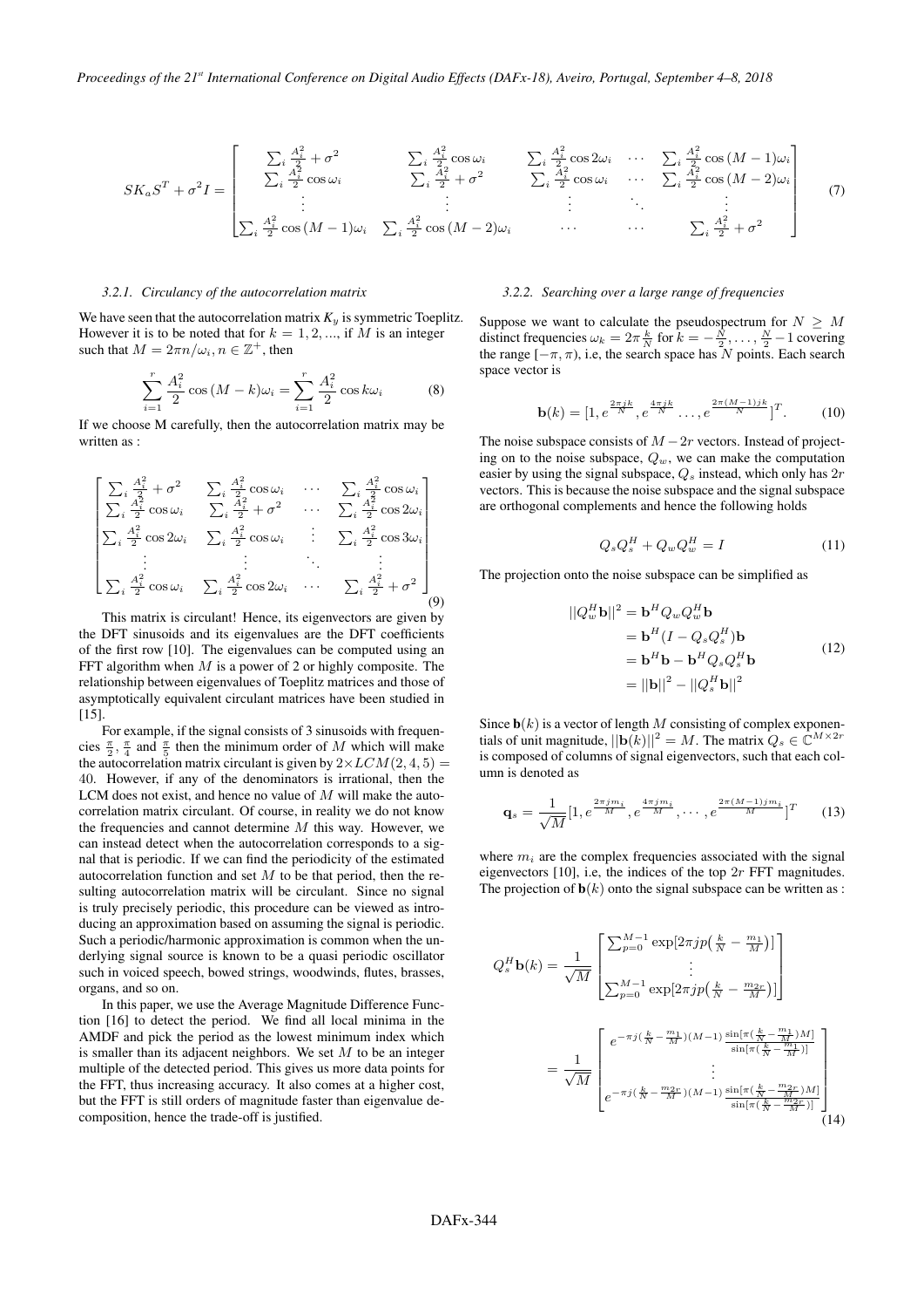$$SK_aS^T + \sigma^2 I = \begin{bmatrix} \sum_i \frac{A_i^2}{2} + \sigma^2 & \sum_i \frac{A_i^2}{2}\cos\omega_i & \sum_i \frac{A_i^2}{2}\cos 2\omega_i & \cdots & \sum_i \frac{A_i^2}{2}\cos(M-1)\omega_i \\ \sum_i \frac{A_i^2}{2}\cos\omega_i & \sum_i \frac{A_i^2}{2} + \sigma^2 & \sum_i \frac{A_i^2}{2}\cos\omega_i & \cdots & \sum_i \frac{A_i^2}{2}\cos(M-2)\omega_i \\ \vdots & \vdots & \vdots & \ddots & \vdots \\ \sum_i \frac{A_i^2}{2}\cos(M-1)\omega_i & \sum_i \frac{A_i^2}{2}\cos(M-2)\omega_i & \cdots & \cdots & \sum_i \frac{A_i^2}{2} + \sigma^2 \end{bmatrix} \tag{7}$$

#### 3.2.1. Circulancy of the autocorrelation matrix

We have seen that the autocorrelation matrix $K_y$ is symmetric Toeplitz. However it is to be noted that for $k = 1, 2, ...,$ if $M$ is an integer such that $M = 2\pi n/\omega_i, n \in \mathbb{Z}^+$, then

$$\sum_{i=1}^{r} \frac{A_i^2}{2}\cos(M-k)\omega_i = \sum_{i=1}^{r} \frac{A_i^2}{2}\cos k\omega_i \tag{8}$$

If we choose M carefully, then the autocorrelation matrix may be written as :

$$\begin{bmatrix} \sum_i \frac{A_i^2}{2} + \sigma^2 & \sum_i \frac{A_i^2}{2}\cos\omega_i & \cdots & \sum_i \frac{A_i^2}{2}\cos\omega_i \\ \sum_i \frac{A_i^2}{2}\cos\omega_i & \sum_i \frac{A_i^2}{2} + \sigma^2 & \cdots & \sum_i \frac{A_i^2}{2}\cos 2\omega_i \\ \sum_i \frac{A_i^2}{2}\cos 2\omega_i & \sum_i \frac{A_i^2}{2}\cos\omega_i & \vdots & \sum_i \frac{A_i^2}{2}\cos 3\omega_i \\ \vdots & \vdots & \ddots & \vdots \\ \sum_i \frac{A_i^2}{2}\cos\omega_i & \sum_i \frac{A_i^2}{2}\cos 2\omega_i & \cdots & \sum_i \frac{A_i^2}{2} + \sigma^2 \end{bmatrix} \tag{9}$$

This matrix is circulant! Hence, its eigenvectors are given by the DFT sinusoids and its eigenvalues are the DFT coefficients of the first row [10]. The eigenvalues can be computed using an FFT algorithm when $M$ is a power of 2 or highly composite. The relationship between eigenvalues of Toeplitz matrices and those of asymptotically equivalent circulant matrices have been studied in [15].

For example, if the signal consists of 3 sinusoids with frequencies $\frac{\pi}{2}$, $\frac{\pi}{4}$ and $\frac{\pi}{5}$ then the minimum order of $M$ which will make the autocorrelation matrix circulant is given by $2 \times LCM(2, 4, 5) = 40$. However, if any of the denominators is irrational, then the LCM does not exist, and hence no value of $M$ will make the autocorrelation matrix circulant. Of course, in reality we do not know the frequencies and cannot determine $M$ this way. However, we can instead detect when the autocorrelation corresponds to a signal that is periodic. If we can find the periodicity of the estimated autocorrelation function and set $M$ to be that period, then the resulting autocorrelation matrix will be circulant. Since no signal is truly precisely periodic, this procedure can be viewed as introducing an approximation based on assuming the signal is periodic. Such a periodic/harmonic approximation is common when the underlying signal source is known to be a quasi periodic oscillator such in voiced speech, bowed strings, woodwinds, flutes, brasses, organs, and so on.

In this paper, we use the Average Magnitude Difference Function [16] to detect the period. We find all local minima in the AMDF and pick the period as the lowest minimum index which is smaller than its adjacent neighbors. We set $M$ to be an integer multiple of the detected period. This gives us more data points for the FFT, thus increasing accuracy. It also comes at a higher cost, but the FFT is still orders of magnitude faster than eigenvalue decomposition, hence the trade-off is justified.

#### 3.2.2. Searching over a large range of frequencies

Suppose we want to calculate the pseudospectrum for $N \geq M$ distinct frequencies $\omega_k = 2\pi\frac{k}{N}$ for $k = -\frac{N}{2}, \ldots, \frac{N}{2} - 1$ covering the range $[-\pi, \pi)$, i.e, the search space has $N$ points. Each search space vector is

$$\mathbf{b}(k) = [1, e^{\frac{2\pi jk}{N}}, e^{\frac{4\pi jk}{N}} \ldots, e^{\frac{2\pi(M-1)jk}{N}}]^T. \tag{10}$$

The noise subspace consists of $M - 2r$ vectors. Instead of projecting on to the noise subspace, $Q_w$, we can make the computation easier by using the signal subspace, $Q_s$ instead, which only has $2r$ vectors. This is because the noise subspace and the signal subspace are orthogonal complements and hence the following holds

$$Q_s Q_s^H + Q_w Q_w^H = I \tag{11}$$

The projection onto the noise subspace can be simplified as

$$\begin{aligned} ||Q_w^H \mathbf{b}||^2 &= \mathbf{b}^H Q_w Q_w^H \mathbf{b} \\ &= \mathbf{b}^H (I - Q_s Q_s^H)\mathbf{b} \\ &= \mathbf{b}^H \mathbf{b} - \mathbf{b}^H Q_s Q_s^H \mathbf{b} \\ &= ||\mathbf{b}||^2 - ||Q_s^H \mathbf{b}||^2 \end{aligned} \tag{12}$$

Since $\mathbf{b}(k)$ is a vector of length $M$ consisting of complex exponentials of unit magnitude, $||\mathbf{b}(k)||^2 = M$. The matrix $Q_s \in \mathbb{C}^{M \times 2r}$ is composed of columns of signal eigenvectors, such that each column is denoted as

$$\mathbf{q}_s = \frac{1}{\sqrt{M}}[1, e^{\frac{2\pi j m_i}{M}}, e^{\frac{4\pi j m_i}{M}}, \cdots, e^{\frac{2\pi(M-1)j m_i}{M}}]^T \tag{13}$$

where $m_i$ are the complex frequencies associated with the signal eigenvectors [10], i.e, the indices of the top $2r$ FFT magnitudes. The projection of $\mathbf{b}(k)$ onto the signal subspace can be written as :

$$\begin{aligned} Q_s^H \mathbf{b}(k) &= \frac{1}{\sqrt{M}} \begin{bmatrix} \sum_{p=0}^{M-1} \exp[2\pi jp(\frac{k}{N} - \frac{m_1}{M})] \\ \vdots \\ \sum_{p=0}^{M-1} \exp[2\pi jp(\frac{k}{N} - \frac{m_{2r}}{M})] \end{bmatrix} \\ &= \frac{1}{\sqrt{M}} \begin{bmatrix} e^{-\pi j(\frac{k}{N} - \frac{m_1}{M})(M-1)} \frac{\sin[\pi(\frac{k}{N} - \frac{m_1}{M})M]}{\sin[\pi(\frac{k}{N} - \frac{m_1}{M})]} \\ \vdots \\ e^{-\pi j(\frac{k}{N} - \frac{m_{2r}}{M})(M-1)} \frac{\sin[\pi(\frac{k}{N} - \frac{m_{2r}}{M})M]}{\sin[\pi(\frac{k}{N} - \frac{m_{2r}}{M})]} \end{bmatrix} \end{aligned} \tag{14}$$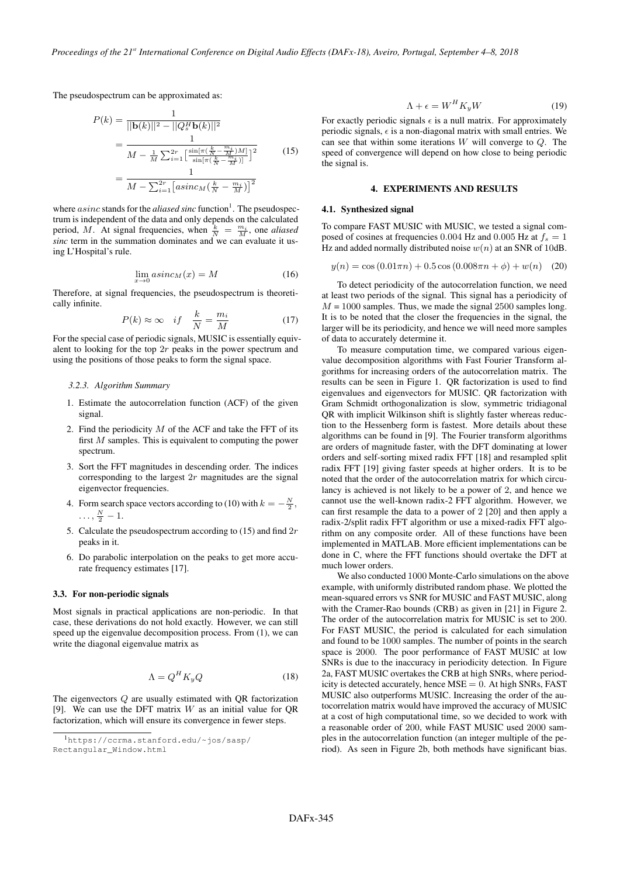The pseudospectrum can be approximated as:

$$\begin{aligned} P(k) &= \frac{1}{||\mathbf{b}(k)||^2 - ||Q_s^H \mathbf{b}(k)||^2} \\ &= \frac{1}{M - \frac{1}{M}\sum_{i=1}^{2r}\left[\frac{\sin[\pi(\frac{k}{N} - \frac{m_i}{M})M]}{\sin[\pi(\frac{k}{N} - \frac{m_i}{M})]}\right]^2} \\ &= \frac{1}{M - \sum_{i=1}^{2r}\left[asinc_M(\frac{k}{N} - \frac{m_i}{M})\right]^2} \end{aligned} \tag{15}$$

where $asinc$ stands for the *aliased sinc* function[1]. The pseudospectrum is independent of the data and only depends on the calculated period, $M$. At signal frequencies, when $\frac{k}{N} = \frac{m_i}{M}$, one *aliased sinc* term in the summation dominates and we can evaluate it using L'Hospital's rule.

$$\lim_{x \to 0} asinc_M(x) = M \tag{16}$$

Therefore, at signal frequencies, the pseudospectrum is theoretically infinite.

$$P(k) \approx \infty \quad if \quad \frac{k}{N} = \frac{m_i}{M} \tag{17}$$

For the special case of periodic signals, MUSIC is essentially equivalent to looking for the top $2r$ peaks in the power spectrum and using the positions of those peaks to form the signal space.

#### 3.2.3. Algorithm Summary

1. Estimate the autocorrelation function (ACF) of the given signal.
2. Find the periodicity $M$ of the ACF and take the FFT of its first $M$ samples. This is equivalent to computing the power spectrum.
3. Sort the FFT magnitudes in descending order. The indices corresponding to the largest $2r$ magnitudes are the signal eigenvector frequencies.
4. Form search space vectors according to (10) with $k = -\frac{N}{2}, \ldots, \frac{N}{2} - 1$.
5. Calculate the pseudospectrum according to (15) and find $2r$ peaks in it.
6. Do parabolic interpolation on the peaks to get more accurate frequency estimates [17].

### 3.3. For non-periodic signals

Most signals in practical applications are non-periodic. In that case, these derivations do not hold exactly. However, we can still speed up the eigenvalue decomposition process. From (1), we can write the diagonal eigenvalue matrix as

$$\Lambda = Q^H K_y Q \tag{18}$$

The eigenvectors $Q$ are usually estimated with QR factorization [9]. We can use the DFT matrix $W$ as an initial value for QR factorization, which will ensure its convergence in fewer steps.

$$\Lambda + \epsilon = W^H K_y W \tag{19}$$

For exactly periodic signals $\epsilon$ is a null matrix. For approximately periodic signals, $\epsilon$ is a non-diagonal matrix with small entries. We can see that within some iterations $W$ will converge to $Q$. The speed of convergence will depend on how close to being periodic the signal is.

## 4. EXPERIMENTS AND RESULTS

### 4.1. Synthesized signal

To compare FAST MUSIC with MUSIC, we tested a signal composed of cosines at frequencies 0.004 Hz and 0.005 Hz at $f_s = 1$ Hz and added normally distributed noise $w(n)$ at an SNR of 10dB.

$$y(n) = \cos(0.01\pi n) + 0.5\cos(0.008\pi n + \phi) + w(n) \tag{20}$$

To detect periodicity of the autocorrelation function, we need at least two periods of the signal. This signal has a periodicity of $M$ = 1000 samples. Thus, we made the signal 2500 samples long. It is to be noted that the closer the frequencies in the signal, the larger will be its periodicity, and hence we will need more samples of data to accurately determine it.

To measure computation time, we compared various eigenvalue decomposition algorithms with Fast Fourier Transform algorithms for increasing orders of the autocorrelation matrix. The results can be seen in Figure 1. QR factorization is used to find eigenvalues and eigenvectors for MUSIC. QR factorization with Gram Schmidt orthogonalization is slow, symmetric tridiagonal QR with implicit Wilkinson shift is slightly faster whereas reduction to the Hessenberg form is fastest. More details about these algorithms can be found in [9]. The Fourier transform algorithms are orders of magnitude faster, with the DFT dominating at lower orders and self-sorting mixed radix FFT [18] and resampled split radix FFT [19] giving faster speeds at higher orders. It is to be noted that the order of the autocorrelation matrix for which circulancy is achieved is not likely to be a power of 2, and hence we cannot use the well-known radix-2 FFT algorithm. However, we can first resample the data to a power of 2 [20] and then apply a radix-2/split radix FFT algorithm or use a mixed-radix FFT algorithm on any composite order. All of these functions have been implemented in MATLAB. More efficient implementations can be done in C, where the FFT functions should overtake the DFT at much lower orders.

We also conducted 1000 Monte-Carlo simulations on the above example, with uniformly distributed random phase. We plotted the mean-squared errors vs SNR for MUSIC and FAST MUSIC, along with the Cramer-Rao bounds (CRB) as given in [21] in Figure 2. The order of the autocorrelation matrix for MUSIC is set to 200. For FAST MUSIC, the period is calculated for each simulation and found to be 1000 samples. The number of points in the search space is 2000. The poor performance of FAST MUSIC at low SNRs is due to the inaccuracy in periodicity detection. In Figure 2a, FAST MUSIC overtakes the CRB at high SNRs, where periodicity is detected accurately, hence MSE = 0. At high SNRs, FAST MUSIC also outperforms MUSIC. Increasing the order of the autocorrelation matrix would have improved the accuracy of MUSIC at a cost of high computational time, so we decided to work with a reasonable order of 200, while FAST MUSIC used 2000 samples in the autocorrelation function (an integer multiple of the period). As seen in Figure 2b, both methods have significant bias.

[1] https://ccrma.stanford.edu/~jos/sasp/Rectangular_Window.html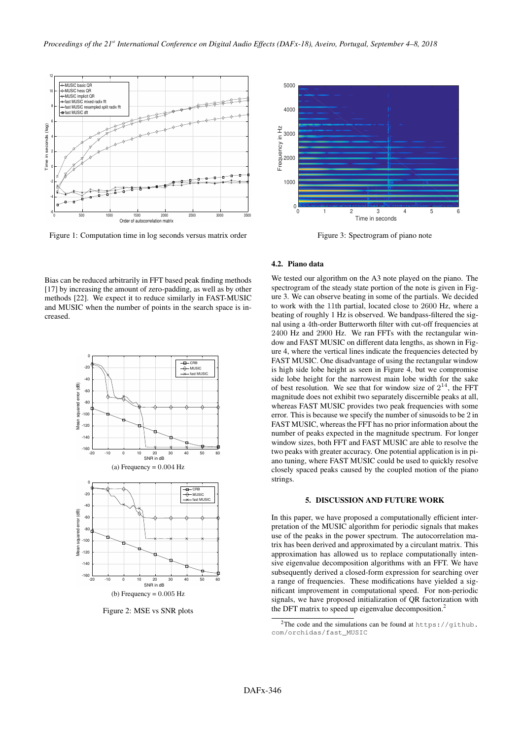Figure 1: Computation time in log seconds versus matrix order

Figure 3: Spectrogram of piano note

Bias can be reduced arbitrarily in FFT based peak finding methods [17] by increasing the amount of zero-padding, as well as by other methods [22]. We expect it to reduce similarly in FAST-MUSIC and MUSIC when the number of points in the search space is increased.

(a) Frequency = $0.004$ Hz

(b) Frequency = $0.005$ Hz

Figure 2: MSE vs SNR plots

### 4.2. Piano data

We tested our algorithm on the A3 note played on the piano. The spectrogram of the steady state portion of the note is given in Figure 3. We can observe beating in some of the partials. We decided to work with the 11th partial, located close to 2600 Hz, where a beating of roughly 1 Hz is observed. We bandpass-filtered the signal using a 4th-order Butterworth filter with cut-off frequencies at 2400 Hz and 2900 Hz. We ran FFTs with the rectangular window and FAST MUSIC on different data lengths, as shown in Figure 4, where the vertical lines indicate the frequencies detected by FAST MUSIC. One disadvantage of using the rectangular window is high side lobe height as seen in Figure 4, but we compromise side lobe height for the narrowest main lobe width for the sake of best resolution. We see that for window size of $2^{14}$, the FFT magnitude does not exhibit two separately discernible peaks at all, whereas FAST MUSIC provides two peak frequencies with some error. This is because we specify the number of sinusoids to be 2 in FAST MUSIC, whereas the FFT has no prior information about the number of peaks expected in the magnitude spectrum. For longer window sizes, both FFT and FAST MUSIC are able to resolve the two peaks with greater accuracy. One potential application is in piano tuning, where FAST MUSIC could be used to quickly resolve closely spaced peaks caused by the coupled motion of the piano strings.

## 5. DISCUSSION AND FUTURE WORK

In this paper, we have proposed a computationally efficient interpretation of the MUSIC algorithm for periodic signals that makes use of the peaks in the power spectrum. The autocorrelation matrix has been derived and approximated by a circulant matrix. This approximation has allowed us to replace computationally intensive eigenvalue decomposition algorithms with an FFT. We have subsequently derived a closed-form expression for searching over a range of frequencies. These modifications have yielded a significant improvement in computational speed. For non-periodic signals, we have proposed initialization of QR factorization with the DFT matrix to speed up eigenvalue decomposition.[2]

[2]The code and the simulations can be found at https://github.com/orchidas/fast_MUSIC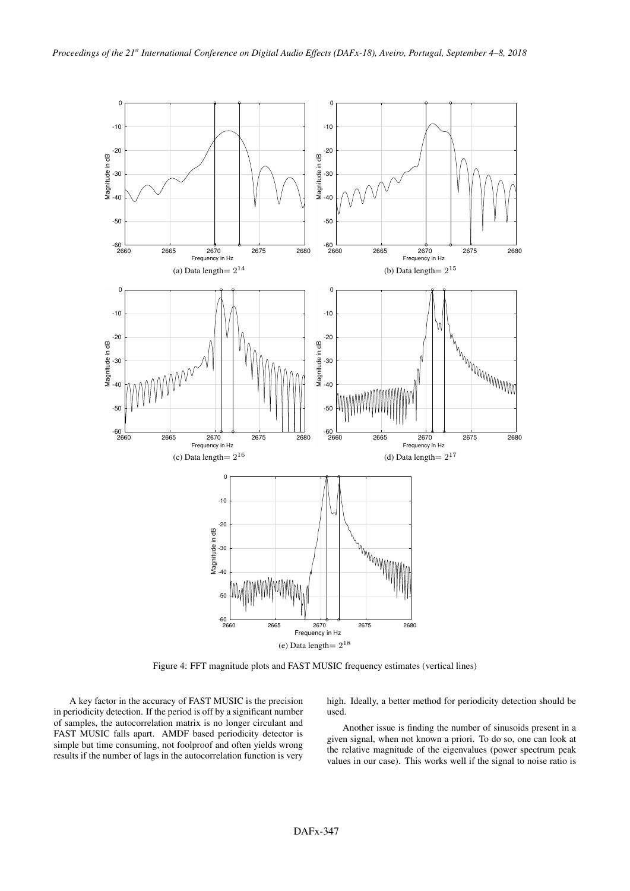(a) Data length= $2^{14}$

(b) Data length= $2^{15}$

(c) Data length= $2^{16}$

(d) Data length= $2^{17}$

(e) Data length= $2^{18}$

Figure 4: FFT magnitude plots and FAST MUSIC frequency estimates (vertical lines)

A key factor in the accuracy of FAST MUSIC is the precision in periodicity detection. If the period is off by a significant number of samples, the autocorrelation matrix is no longer circulant and FAST MUSIC falls apart. AMDF based periodicity detector is simple but time consuming, not foolproof and often yields wrong results if the number of lags in the autocorrelation function is very high. Ideally, a better method for periodicity detection should be used.

Another issue is finding the number of sinusoids present in a given signal, when not known a priori. To do so, one can look at the relative magnitude of the eigenvalues (power spectrum peak values in our case). This works well if the signal to noise ratio is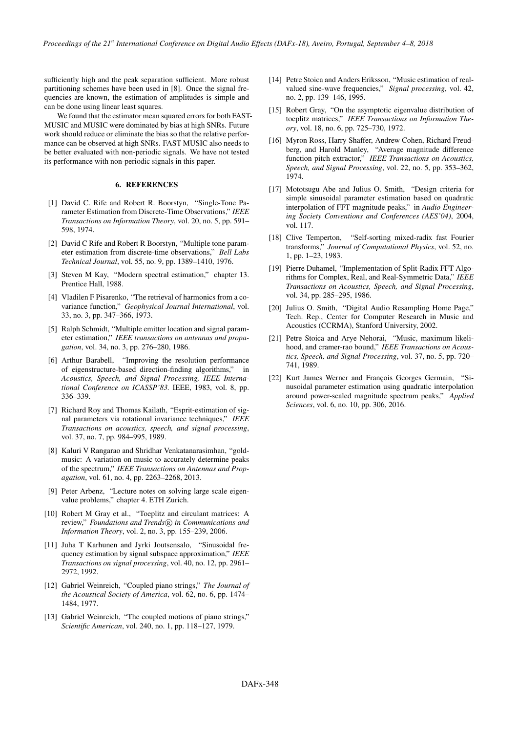sufficiently high and the peak separation sufficient. More robust partitioning schemes have been used in [8]. Once the signal frequencies are known, the estimation of amplitudes is simple and can be done using linear least squares.

We found that the estimator mean squared errors for both FAST-MUSIC and MUSIC were dominated by bias at high SNRs. Future work should reduce or eliminate the bias so that the relative performance can be observed at high SNRs. FAST MUSIC also needs to be better evaluated with non-periodic signals. We have not tested its performance with non-periodic signals in this paper.

## 6. REFERENCES

[1] David C. Rife and Robert R. Boorstyn, "Single-Tone Parameter Estimation from Discrete-Time Observations," *IEEE Transactions on Information Theory*, vol. 20, no. 5, pp. 591–598, 1974.

[2] David C Rife and Robert R Boorstyn, "Multiple tone parameter estimation from discrete-time observations," *Bell Labs Technical Journal*, vol. 55, no. 9, pp. 1389–1410, 1976.

[3] Steven M Kay, "Modern spectral estimation," chapter 13. Prentice Hall, 1988.

[4] Vladilen F Pisarenko, "The retrieval of harmonics from a covariance function," *Geophysical Journal International*, vol. 33, no. 3, pp. 347–366, 1973.

[5] Ralph Schmidt, "Multiple emitter location and signal parameter estimation," *IEEE transactions on antennas and propagation*, vol. 34, no. 3, pp. 276–280, 1986.

[6] Arthur Barabell, "Improving the resolution performance of eigenstructure-based direction-finding algorithms," in *Acoustics, Speech, and Signal Processing, IEEE International Conference on ICASSP'83.* IEEE, 1983, vol. 8, pp. 336–339.

[7] Richard Roy and Thomas Kailath, "Esprit-estimation of signal parameters via rotational invariance techniques," *IEEE Transactions on acoustics, speech, and signal processing*, vol. 37, no. 7, pp. 984–995, 1989.

[8] Kaluri V Rangarao and Shridhar Venkatanarasimhan, "gold-music: A variation on music to accurately determine peaks of the spectrum," *IEEE Transactions on Antennas and Propagation*, vol. 61, no. 4, pp. 2263–2268, 2013.

[9] Peter Arbenz, "Lecture notes on solving large scale eigenvalue problems," chapter 4. ETH Zurich.

[10] Robert M Gray et al., "Toeplitz and circulant matrices: A review," *Foundations and Trends® in Communications and Information Theory*, vol. 2, no. 3, pp. 155–239, 2006.

[11] Juha T Karhunen and Jyrki Joutsensalo, "Sinusoidal frequency estimation by signal subspace approximation," *IEEE Transactions on signal processing*, vol. 40, no. 12, pp. 2961–2972, 1992.

[12] Gabriel Weinreich, "Coupled piano strings," *The Journal of the Acoustical Society of America*, vol. 62, no. 6, pp. 1474–1484, 1977.

[13] Gabriel Weinreich, "The coupled motions of piano strings," *Scientific American*, vol. 240, no. 1, pp. 118–127, 1979.

[14] Petre Stoica and Anders Eriksson, "Music estimation of real-valued sine-wave frequencies," *Signal processing*, vol. 42, no. 2, pp. 139–146, 1995.

[15] Robert Gray, "On the asymptotic eigenvalue distribution of toeplitz matrices," *IEEE Transactions on Information Theory*, vol. 18, no. 6, pp. 725–730, 1972.

[16] Myron Ross, Harry Shaffer, Andrew Cohen, Richard Freudberg, and Harold Manley, "Average magnitude difference function pitch extractor," *IEEE Transactions on Acoustics, Speech, and Signal Processing*, vol. 22, no. 5, pp. 353–362, 1974.

[17] Mototsugu Abe and Julius O. Smith, "Design criteria for simple sinusoidal parameter estimation based on quadratic interpolation of FFT magnitude peaks," in *Audio Engineering Society Conventions and Conferences (AES'04)*, 2004, vol. 117.

[18] Clive Temperton, "Self-sorting mixed-radix fast Fourier transforms," *Journal of Computational Physics*, vol. 52, no. 1, pp. 1–23, 1983.

[19] Pierre Duhamel, "Implementation of Split-Radix FFT Algorithms for Complex, Real, and Real-Symmetric Data," *IEEE Transactions on Acoustics, Speech, and Signal Processing*, vol. 34, pp. 285–295, 1986.

[20] Julius O. Smith, "Digital Audio Resampling Home Page," Tech. Rep., Center for Computer Research in Music and Acoustics (CCRMA), Stanford University, 2002.

[21] Petre Stoica and Arye Nehorai, "Music, maximum likelihood, and cramer-rao bound," *IEEE Transactions on Acoustics, Speech, and Signal Processing*, vol. 37, no. 5, pp. 720–741, 1989.

[22] Kurt James Werner and François Georges Germain, "Sinusoidal parameter estimation using quadratic interpolation around power-scaled magnitude spectrum peaks," *Applied Sciences*, vol. 6, no. 10, pp. 306, 2016.